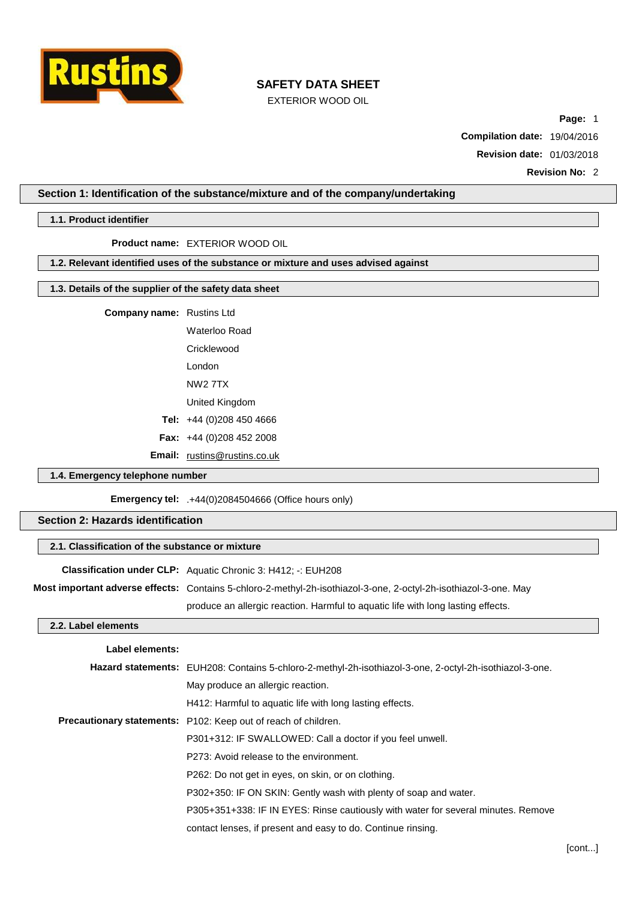# SAFETY DATA SHEET

EXTERIOR WOOD OIL

**Page:** 1

**Compilation date:** 19/04/2016

**Revision date:** 01/03/2018

**Revision No:** 2

## Section 1: Identification of the substance/mixture and of the company/undertaking

### 1.1. Product identifier

**Product name:** EXTERIOR WOOD OIL

### 1.2. Relevant identified uses of the substance or mixture and uses advised against

### 1.3. Details of the supplier of the safety data sheet

**Company name:** Rustins Ltd

Waterloo Road

Cricklewood

London

NW2 7TX

United Kingdom

**Tel:** +44 (0)208 450 4666

**Fax:** +44 (0)208 452 2008

**Email:** rustins@rustins.co.uk

### 1.4. Emergency telephone number

**Emergency tel:** .+44(0)2084504666 (Office hours only)

## Section 2: Hazards identification

### 2.1. Classification of the substance or mixture

**Classification under CLP:** Aquatic Chronic 3: H412; -: EUH208

**Most important adverse effects:** Contains 5-chloro-2-methyl-2h-isothiazol-3-one, 2-octyl-2h-isothiazol-3-one. May produce an allergic reaction. Harmful to aquatic life with long lasting effects.

### 2.2. Label elements

**Label elements:**

**Hazard statements:** EUH208: Contains 5-chloro-2-methyl-2h-isothiazol-3-one, 2-octyl-2h-isothiazol-3-one. May produce an allergic reaction.

H412: Harmful to aquatic life with long lasting effects.

**Precautionary statements:** P102: Keep out of reach of children.

P301+312: IF SWALLOWED: Call a doctor if you feel unwell.

P273: Avoid release to the environment.

P262: Do not get in eyes, on skin, or on clothing.

P302+350: IF ON SKIN: Gently wash with plenty of soap and water.

P305+351+338: IF IN EYES: Rinse cautiously with water for several minutes. Remove contact lenses, if present and easy to do. Continue rinsing.

[cont...]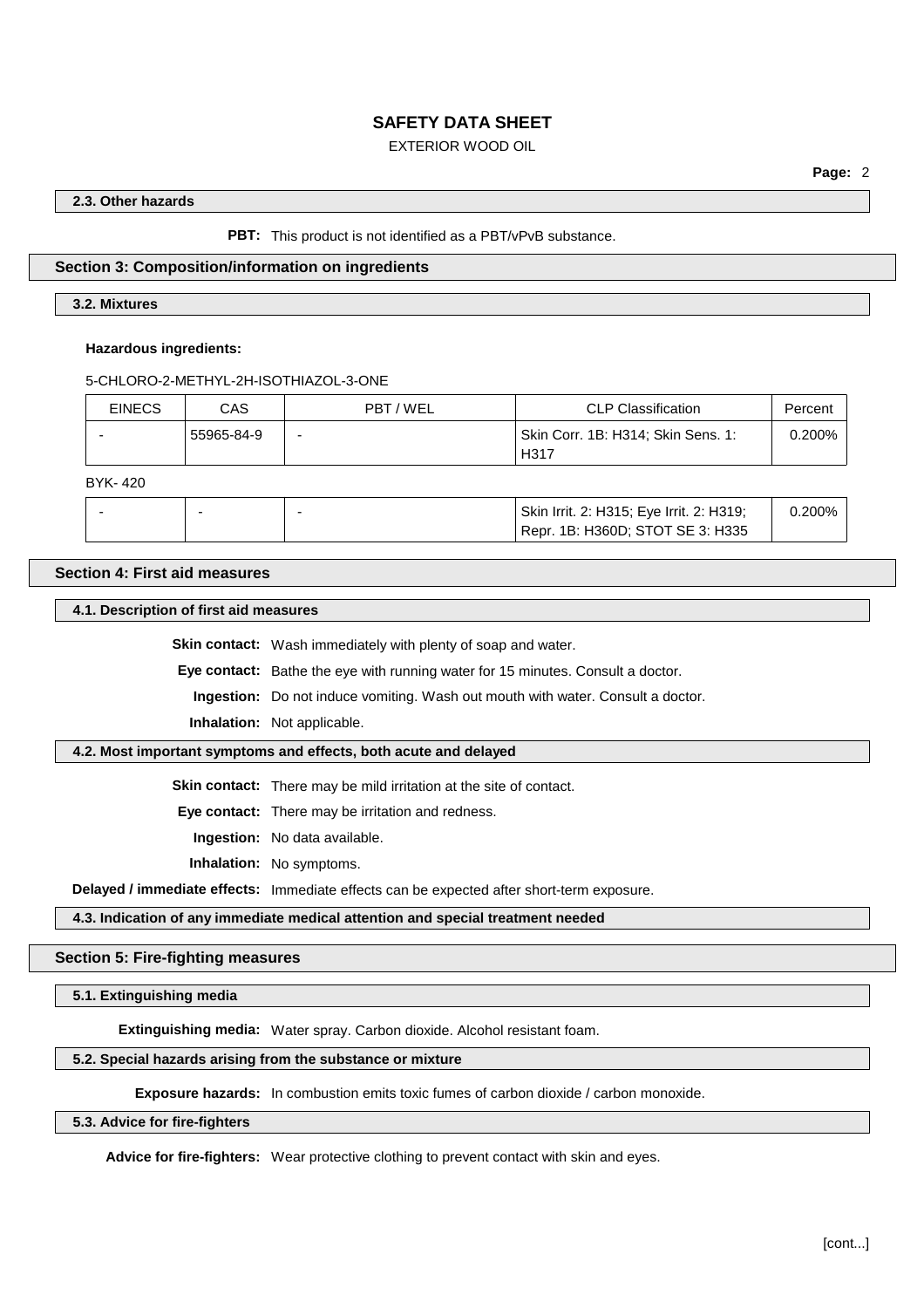### 2.3. Other hazards

**PBT:** This product is not identified as a PBT/vPvB substance.

## Section 3: Composition/information on ingredients

### 3.2. Mixtures

**Hazardous ingredients:**

5-CHLORO-2-METHYL-2H-ISOTHIAZOL-3-ONE

| EINECS | CAS | PBT / WEL | CLP Classification | Percent |
|---|---|---|---|---|
| - | 55965-84-9 | - | Skin Corr. 1B: H314; Skin Sens. 1: H317 | 0.200% |

BYK- 420

| EINECS | CAS | PBT / WEL | CLP Classification | Percent |
|---|---|---|---|---|
| - | - | - | Skin Irrit. 2: H315; Eye Irrit. 2: H319; Repr. 1B: H360D; STOT SE 3: H335 | 0.200% |

## Section 4: First aid measures

### 4.1. Description of first aid measures

**Skin contact:** Wash immediately with plenty of soap and water.

**Eye contact:** Bathe the eye with running water for 15 minutes. Consult a doctor.

**Ingestion:** Do not induce vomiting. Wash out mouth with water. Consult a doctor.

**Inhalation:** Not applicable.

### 4.2. Most important symptoms and effects, both acute and delayed

**Skin contact:** There may be mild irritation at the site of contact.

**Eye contact:** There may be irritation and redness.

**Ingestion:** No data available.

**Inhalation:** No symptoms.

**Delayed / immediate effects:** Immediate effects can be expected after short-term exposure.

### 4.3. Indication of any immediate medical attention and special treatment needed

## Section 5: Fire-fighting measures

### 5.1. Extinguishing media

**Extinguishing media:** Water spray. Carbon dioxide. Alcohol resistant foam.

### 5.2. Special hazards arising from the substance or mixture

**Exposure hazards:** In combustion emits toxic fumes of carbon dioxide / carbon monoxide.

### 5.3. Advice for fire-fighters

**Advice for fire-fighters:** Wear protective clothing to prevent contact with skin and eyes.

[cont...]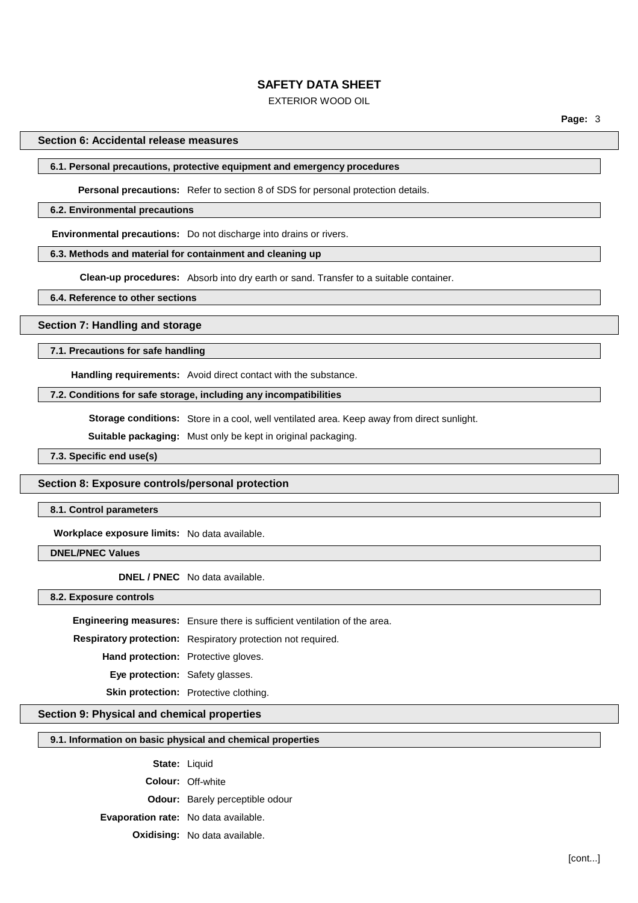## Section 6: Accidental release measures

### 6.1. Personal precautions, protective equipment and emergency procedures

**Personal precautions:** Refer to section 8 of SDS for personal protection details.

### 6.2. Environmental precautions

**Environmental precautions:** Do not discharge into drains or rivers.

### 6.3. Methods and material for containment and cleaning up

**Clean-up procedures:** Absorb into dry earth or sand. Transfer to a suitable container.

### 6.4. Reference to other sections

## Section 7: Handling and storage

### 7.1. Precautions for safe handling

**Handling requirements:** Avoid direct contact with the substance.

### 7.2. Conditions for safe storage, including any incompatibilities

**Storage conditions:** Store in a cool, well ventilated area. Keep away from direct sunlight.

**Suitable packaging:** Must only be kept in original packaging.

### 7.3. Specific end use(s)

## Section 8: Exposure controls/personal protection

### 8.1. Control parameters

**Workplace exposure limits:** No data available.

### DNEL/PNEC Values

**DNEL / PNEC** No data available.

### 8.2. Exposure controls

**Engineering measures:** Ensure there is sufficient ventilation of the area.

**Respiratory protection:** Respiratory protection not required.

**Hand protection:** Protective gloves.

**Eye protection:** Safety glasses.

**Skin protection:** Protective clothing.

## Section 9: Physical and chemical properties

### 9.1. Information on basic physical and chemical properties

**State:** Liquid

**Colour:** Off-white

**Odour:** Barely perceptible odour

**Evaporation rate:** No data available.

**Oxidising:** No data available.

[cont...]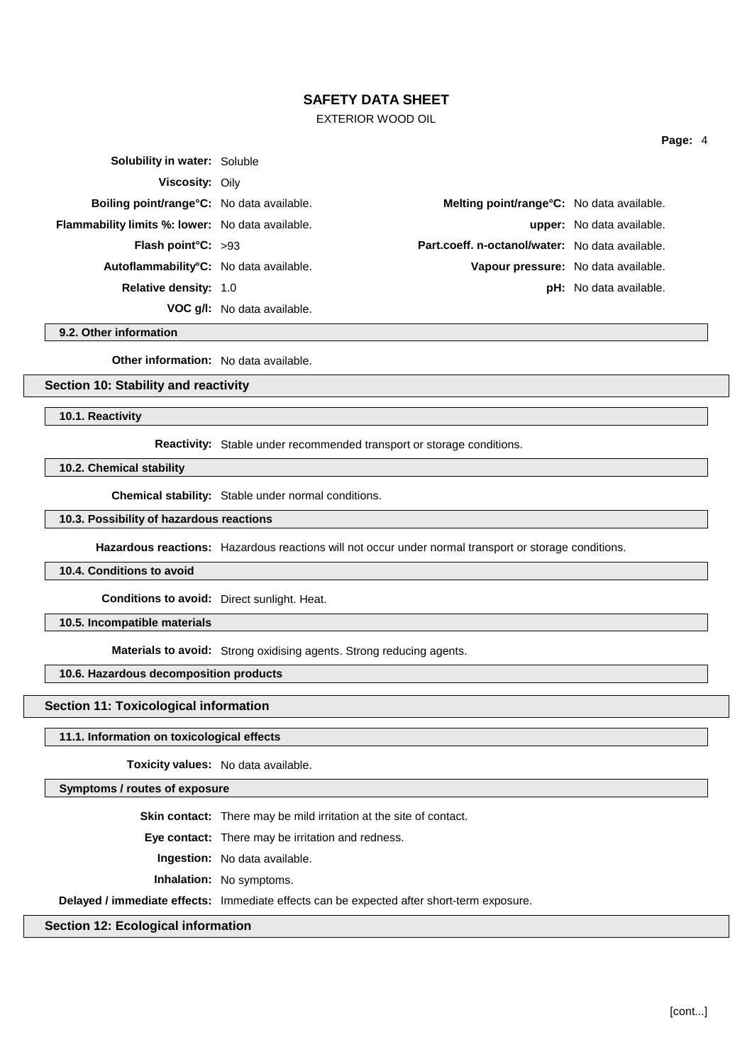| | | | |
|---|---|---|---|
| **Solubility in water:** | Soluble | | |
| **Viscosity:** | Oily | | |
| **Boiling point/range°C:** | No data available. | **Melting point/range°C:** | No data available. |
| **Flammability limits %: lower:** | No data available. | **upper:** | No data available. |
| **Flash point°C:** | >93 | **Part.coeff. n-octanol/water:** | No data available. |
| **Autoflammability°C:** | No data available. | **Vapour pressure:** | No data available. |
| **Relative density:** | 1.0 | **pH:** | No data available. |
| **VOC g/l:** | No data available. | | |

### 9.2. Other information

**Other information:** No data available.

## Section 10: Stability and reactivity

### 10.1. Reactivity

**Reactivity:** Stable under recommended transport or storage conditions.

### 10.2. Chemical stability

**Chemical stability:** Stable under normal conditions.

### 10.3. Possibility of hazardous reactions

**Hazardous reactions:** Hazardous reactions will not occur under normal transport or storage conditions.

### 10.4. Conditions to avoid

**Conditions to avoid:** Direct sunlight. Heat.

### 10.5. Incompatible materials

**Materials to avoid:** Strong oxidising agents. Strong reducing agents.

### 10.6. Hazardous decomposition products

## Section 11: Toxicological information

### 11.1. Information on toxicological effects

**Toxicity values:** No data available.

### Symptoms / routes of exposure

**Skin contact:** There may be mild irritation at the site of contact.

**Eye contact:** There may be irritation and redness.

**Ingestion:** No data available.

**Inhalation:** No symptoms.

**Delayed / immediate effects:** Immediate effects can be expected after short-term exposure.

## Section 12: Ecological information

[cont...]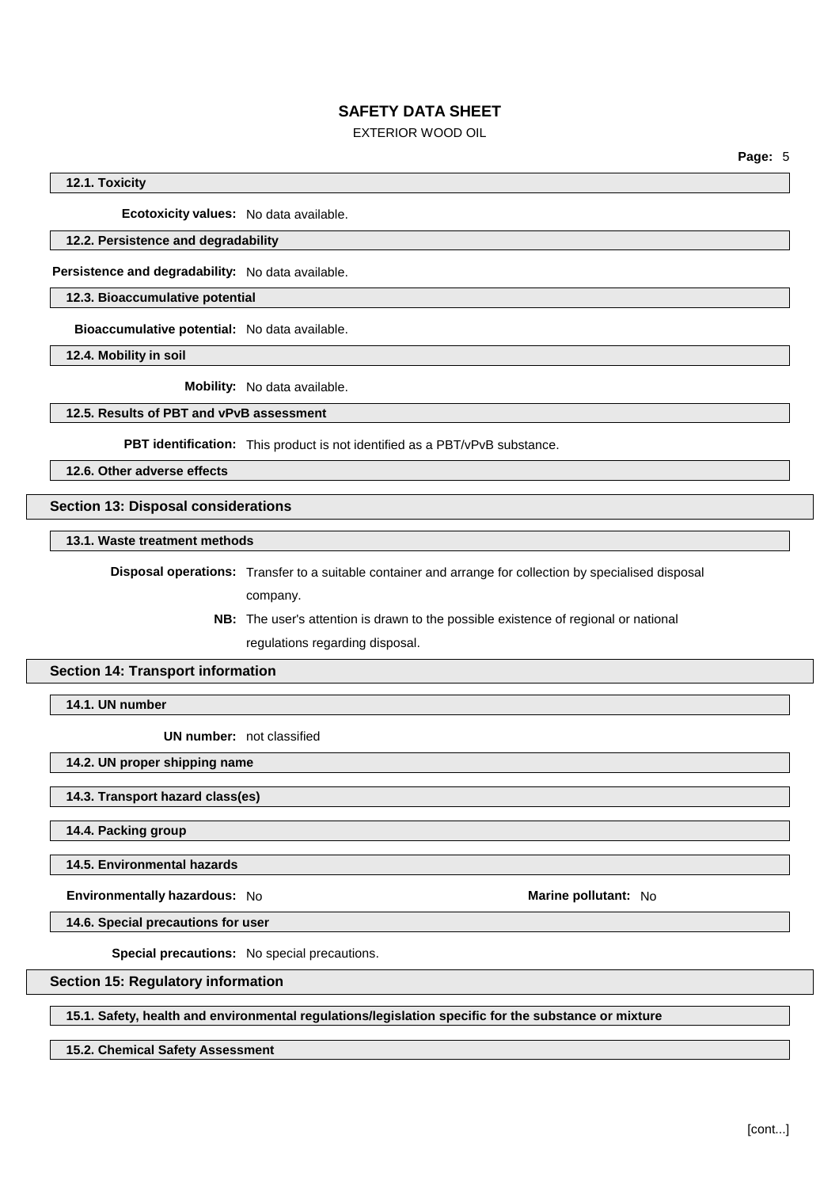### 12.1. Toxicity

**Ecotoxicity values:** No data available.

### 12.2. Persistence and degradability

**Persistence and degradability:** No data available.

### 12.3. Bioaccumulative potential

**Bioaccumulative potential:** No data available.

### 12.4. Mobility in soil

**Mobility:** No data available.

### 12.5. Results of PBT and vPvB assessment

**PBT identification:** This product is not identified as a PBT/vPvB substance.

### 12.6. Other adverse effects

## Section 13: Disposal considerations

### 13.1. Waste treatment methods

**Disposal operations:** Transfer to a suitable container and arrange for collection by specialised disposal company.

**NB:** The user's attention is drawn to the possible existence of regional or national regulations regarding disposal.

## Section 14: Transport information

### 14.1. UN number

**UN number:** not classified

### 14.2. UN proper shipping name

### 14.3. Transport hazard class(es)

### 14.4. Packing group

### 14.5. Environmental hazards

**Environmentally hazardous:** No

**Marine pollutant:** No

### 14.6. Special precautions for user

**Special precautions:** No special precautions.

## Section 15: Regulatory information

### 15.1. Safety, health and environmental regulations/legislation specific for the substance or mixture

### 15.2. Chemical Safety Assessment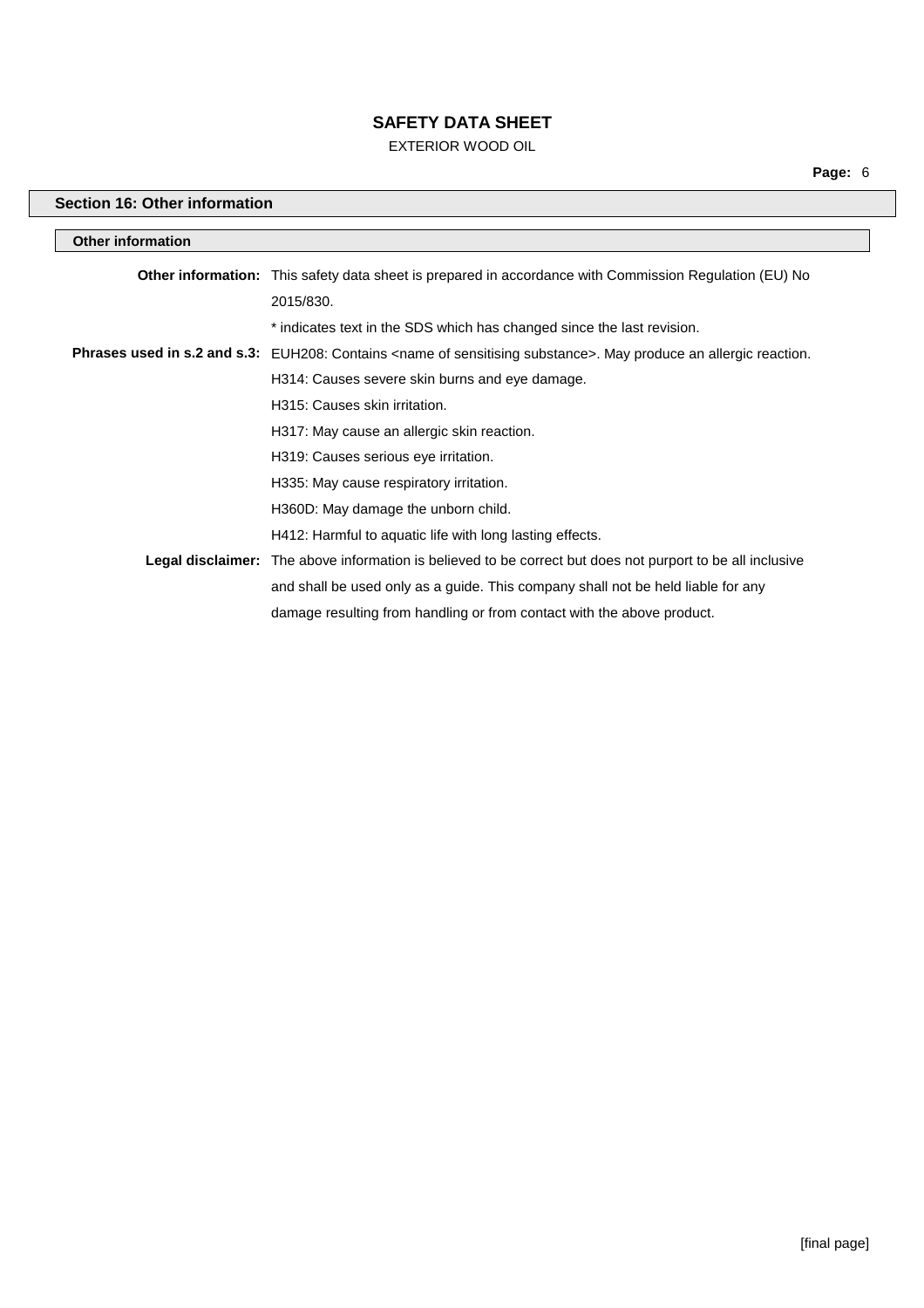## Section 16: Other information

### Other information

**Other information:** This safety data sheet is prepared in accordance with Commission Regulation (EU) No 2015/830.

* indicates text in the SDS which has changed since the last revision.

**Phrases used in s.2 and s.3:** EUH208: Contains <name of sensitising substance>. May produce an allergic reaction.

H314: Causes severe skin burns and eye damage.

H315: Causes skin irritation.

H317: May cause an allergic skin reaction.

H319: Causes serious eye irritation.

H335: May cause respiratory irritation.

H360D: May damage the unborn child.

H412: Harmful to aquatic life with long lasting effects.

**Legal disclaimer:** The above information is believed to be correct but does not purport to be all inclusive and shall be used only as a guide. This company shall not be held liable for any damage resulting from handling or from contact with the above product.

[final page]